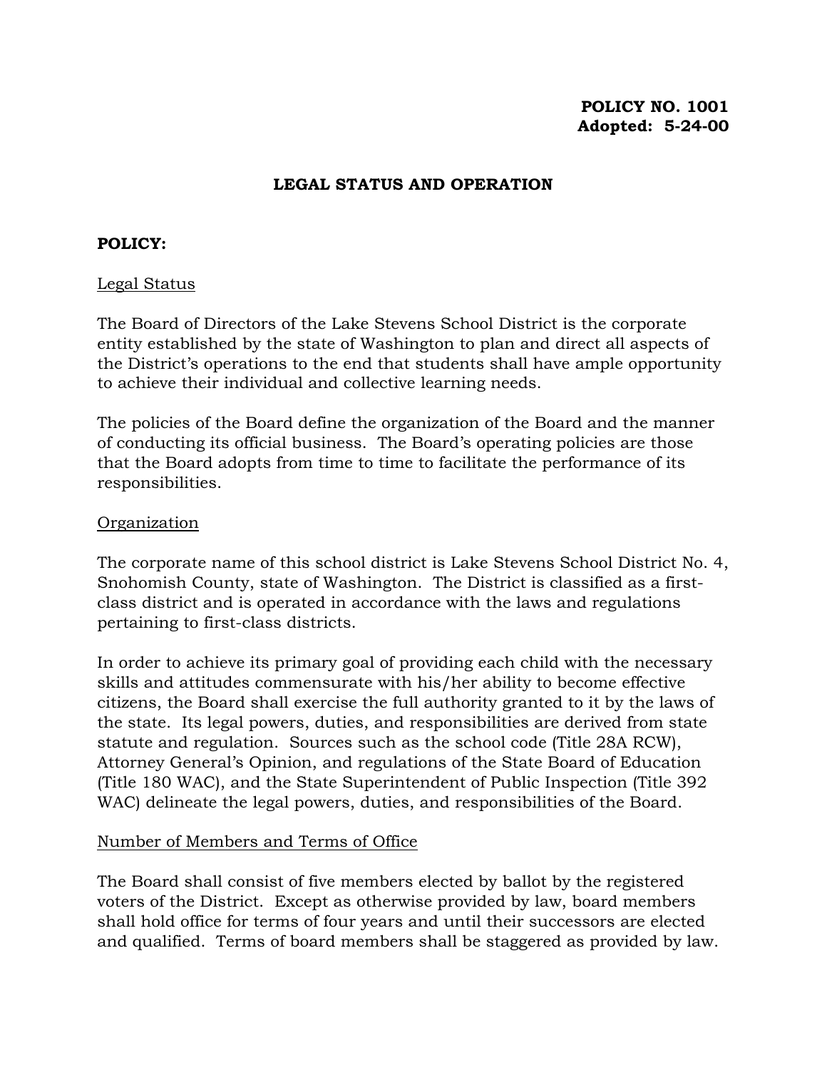**POLICY NO. 1001**
**Adopted: 5-24-00**

# LEGAL STATUS AND OPERATION

**POLICY:**

## Legal Status

The Board of Directors of the Lake Stevens School District is the corporate entity established by the state of Washington to plan and direct all aspects of the District's operations to the end that students shall have ample opportunity to achieve their individual and collective learning needs.

The policies of the Board define the organization of the Board and the manner of conducting its official business. The Board's operating policies are those that the Board adopts from time to time to facilitate the performance of its responsibilities.

## Organization

The corporate name of this school district is Lake Stevens School District No. 4, Snohomish County, state of Washington. The District is classified as a first-class district and is operated in accordance with the laws and regulations pertaining to first-class districts.

In order to achieve its primary goal of providing each child with the necessary skills and attitudes commensurate with his/her ability to become effective citizens, the Board shall exercise the full authority granted to it by the laws of the state. Its legal powers, duties, and responsibilities are derived from state statute and regulation. Sources such as the school code (Title 28A RCW), Attorney General's Opinion, and regulations of the State Board of Education (Title 180 WAC), and the State Superintendent of Public Inspection (Title 392 WAC) delineate the legal powers, duties, and responsibilities of the Board.

## Number of Members and Terms of Office

The Board shall consist of five members elected by ballot by the registered voters of the District. Except as otherwise provided by law, board members shall hold office for terms of four years and until their successors are elected and qualified. Terms of board members shall be staggered as provided by law.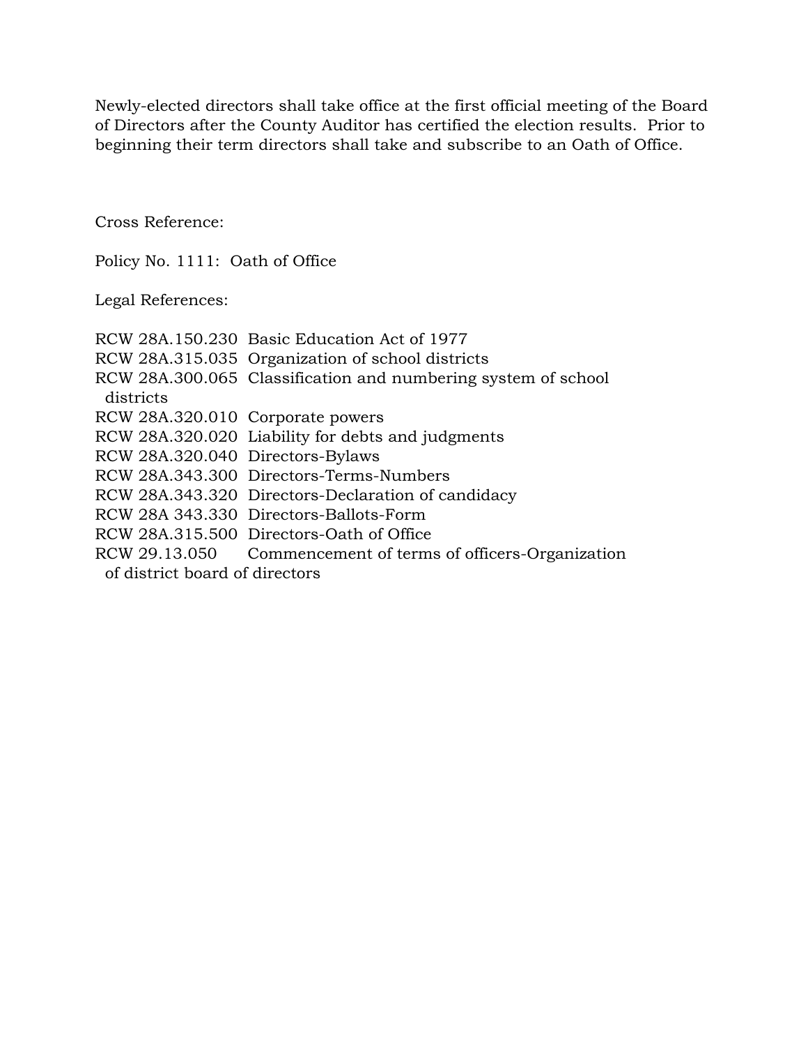Newly-elected directors shall take office at the first official meeting of the Board of Directors after the County Auditor has certified the election results. Prior to beginning their term directors shall take and subscribe to an Oath of Office.

Cross Reference:

Policy No. 1111: Oath of Office

Legal References:

RCW 28A.150.230 Basic Education Act of 1977
RCW 28A.315.035 Organization of school districts
RCW 28A.300.065 Classification and numbering system of school districts
RCW 28A.320.010 Corporate powers
RCW 28A.320.020 Liability for debts and judgments
RCW 28A.320.040 Directors-Bylaws
RCW 28A.343.300 Directors-Terms-Numbers
RCW 28A.343.320 Directors-Declaration of candidacy
RCW 28A 343.330 Directors-Ballots-Form
RCW 28A.315.500 Directors-Oath of Office
RCW 29.13.050 Commencement of terms of officers-Organization of district board of directors